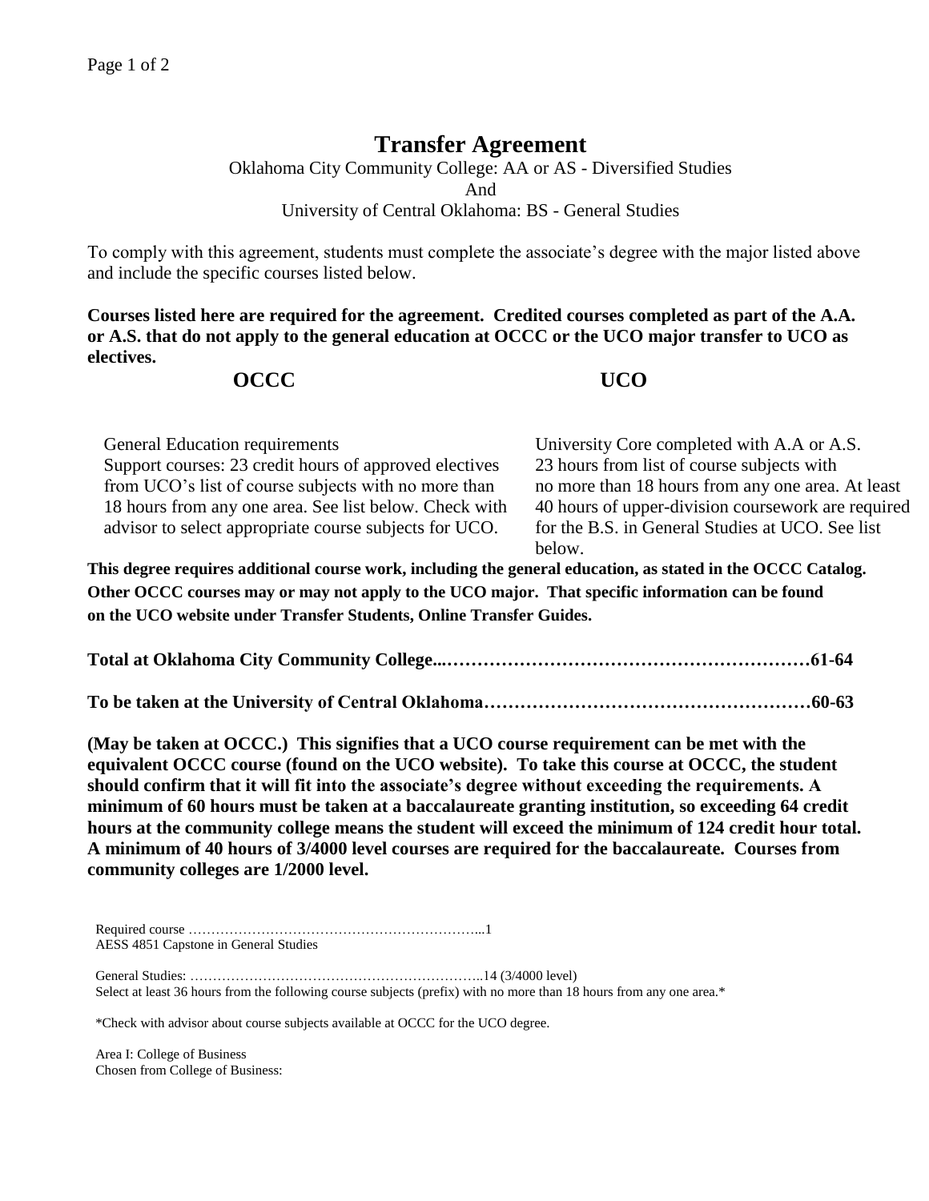# Transfer Agreement

Oklahoma City Community College: AA or AS - Diversified Studies
And
University of Central Oklahoma: BS - General Studies

To comply with this agreement, students must complete the associate's degree with the major listed above and include the specific courses listed below.

**Courses listed here are required for the agreement. Credited courses completed as part of the A.A. or A.S. that do not apply to the general education at OCCC or the UCO major transfer to UCO as electives.**

| OCCC | UCO |
| --- | --- |
| General Education requirements<br>Support courses: 23 credit hours of approved electives from UCO's list of course subjects with no more than 18 hours from any one area. See list below. Check with advisor to select appropriate course subjects for UCO. | University Core completed with A.A or A.S.<br>23 hours from list of course subjects with no more than 18 hours from any one area. At least 40 hours of upper-division coursework are required for the B.S. in General Studies at UCO. See list below. |

**This degree requires additional course work, including the general education, as stated in the OCCC Catalog. Other OCCC courses may or may not apply to the UCO major. That specific information can be found on the UCO website under Transfer Students, Online Transfer Guides.**

**Total at Oklahoma City Community College...……………………………………………………61-64**

**To be taken at the University of Central Oklahoma………………………………………………60-63**

**(May be taken at OCCC.) This signifies that a UCO course requirement can be met with the equivalent OCCC course (found on the UCO website). To take this course at OCCC, the student should confirm that it will fit into the associate's degree without exceeding the requirements. A minimum of 60 hours must be taken at a baccalaureate granting institution, so exceeding 64 credit hours at the community college means the student will exceed the minimum of 124 credit hour total. A minimum of 40 hours of 3/4000 level courses are required for the baccalaureate. Courses from community colleges are 1/2000 level.**

Required course ………………………………………………………...1
AESS 4851 Capstone in General Studies

General Studies: ………………………………………………………..14 (3/4000 level)
Select at least 36 hours from the following course subjects (prefix) with no more than 18 hours from any one area.*

*Check with advisor about course subjects available at OCCC for the UCO degree.

Area I: College of Business
Chosen from College of Business: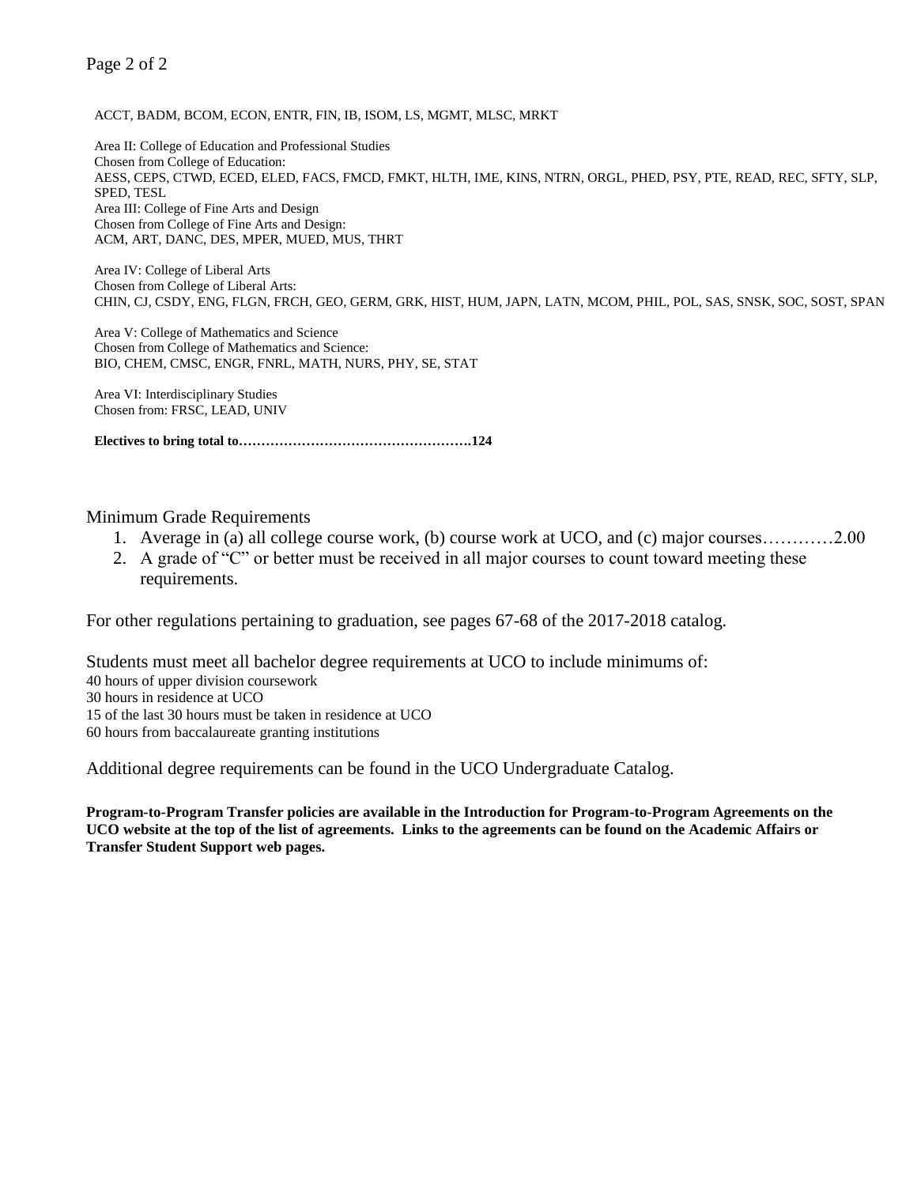ACCT, BADM, BCOM, ECON, ENTR, FIN, IB, ISOM, LS, MGMT, MLSC, MRKT

Area II: College of Education and Professional Studies
Chosen from College of Education:
AESS, CEPS, CTWD, ECED, ELED, FACS, FMCD, FMKT, HLTH, IME, KINS, NTRN, ORGL, PHED, PSY, PTE, READ, REC, SFTY, SLP, SPED, TESL
Area III: College of Fine Arts and Design
Chosen from College of Fine Arts and Design:
ACM, ART, DANC, DES, MPER, MUED, MUS, THRT

Area IV: College of Liberal Arts
Chosen from College of Liberal Arts:
CHIN, CJ, CSDY, ENG, FLGN, FRCH, GEO, GERM, GRK, HIST, HUM, JAPN, LATN, MCOM, PHIL, POL, SAS, SNSK, SOC, SOST, SPAN

Area V: College of Mathematics and Science
Chosen from College of Mathematics and Science:
BIO, CHEM, CMSC, ENGR, FNRL, MATH, NURS, PHY, SE, STAT

Area VI: Interdisciplinary Studies
Chosen from: FRSC, LEAD, UNIV

**Electives to bring total to…………………………………………….124**

Minimum Grade Requirements

1. Average in (a) all college course work, (b) course work at UCO, and (c) major courses…………2.00
2. A grade of "C" or better must be received in all major courses to count toward meeting these requirements.

For other regulations pertaining to graduation, see pages 67-68 of the 2017-2018 catalog.

Students must meet all bachelor degree requirements at UCO to include minimums of:
40 hours of upper division coursework
30 hours in residence at UCO
15 of the last 30 hours must be taken in residence at UCO
60 hours from baccalaureate granting institutions

Additional degree requirements can be found in the UCO Undergraduate Catalog.

**Program-to-Program Transfer policies are available in the Introduction for Program-to-Program Agreements on the UCO website at the top of the list of agreements. Links to the agreements can be found on the Academic Affairs or Transfer Student Support web pages.**